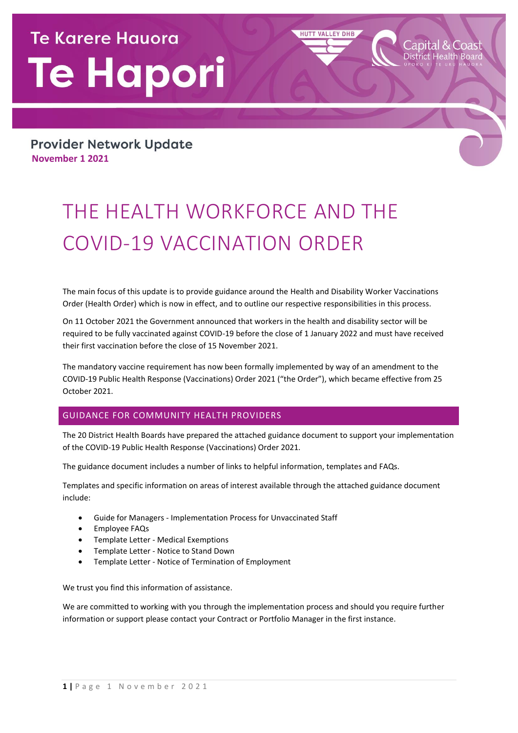Te Karere Hauora

# Te Hapori

HUTT VALLEY DHB

Capital & Coast District Health Board

UPOKO KI TE URU HAUORA

**Provider Network Update**

**November 1 2021**

# THE HEALTH WORKFORCE AND THE COVID-19 VACCINATION ORDER

The main focus of this update is to provide guidance around the Health and Disability Worker Vaccinations Order (Health Order) which is now in effect, and to outline our respective responsibilities in this process.

On 11 October 2021 the Government announced that workers in the health and disability sector will be required to be fully vaccinated against COVID-19 before the close of 1 January 2022 and must have received their first vaccination before the close of 15 November 2021.

The mandatory vaccine requirement has now been formally implemented by way of an amendment to the COVID-19 Public Health Response (Vaccinations) Order 2021 ("the Order"), which became effective from 25 October 2021.

## GUIDANCE FOR COMMUNITY HEALTH PROVIDERS

The 20 District Health Boards have prepared the attached guidance document to support your implementation of the COVID-19 Public Health Response (Vaccinations) Order 2021.

The guidance document includes a number of links to helpful information, templates and FAQs.

Templates and specific information on areas of interest available through the attached guidance document include:

- Guide for Managers - Implementation Process for Unvaccinated Staff
- Employee FAQs
- Template Letter - Medical Exemptions
- Template Letter - Notice to Stand Down
- Template Letter - Notice of Termination of Employment

We trust you find this information of assistance.

We are committed to working with you through the implementation process and should you require further information or support please contact your Contract or Portfolio Manager in the first instance.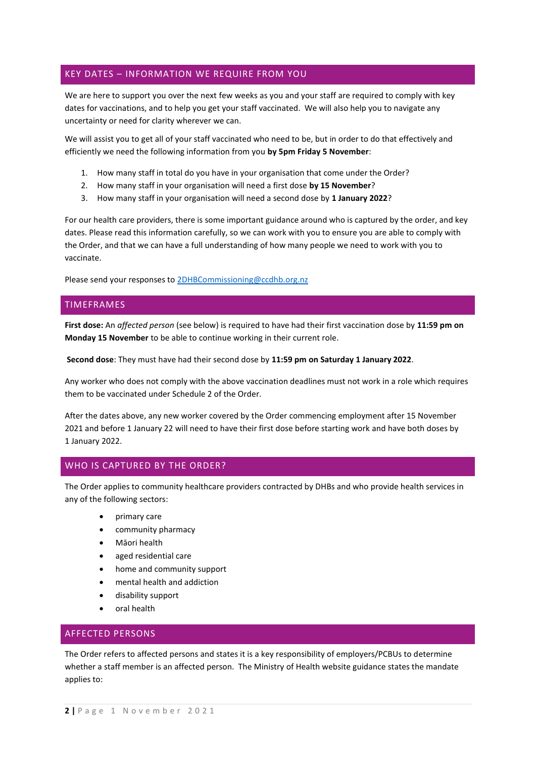## KEY DATES – INFORMATION WE REQUIRE FROM YOU

We are here to support you over the next few weeks as you and your staff are required to comply with key dates for vaccinations, and to help you get your staff vaccinated. We will also help you to navigate any uncertainty or need for clarity wherever we can.

We will assist you to get all of your staff vaccinated who need to be, but in order to do that effectively and efficiently we need the following information from you **by 5pm Friday 5 November**:

1. How many staff in total do you have in your organisation that come under the Order?
2. How many staff in your organisation will need a first dose **by 15 November**?
3. How many staff in your organisation will need a second dose by **1 January 2022**?

For our health care providers, there is some important guidance around who is captured by the order, and key dates. Please read this information carefully, so we can work with you to ensure you are able to comply with the Order, and that we can have a full understanding of how many people we need to work with you to vaccinate.

Please send your responses to 2DHBCommissioning@ccdhb.org.nz

## TIMEFRAMES

**First dose:** An *affected person* (see below) is required to have had their first vaccination dose by **11:59 pm on Monday 15 November** to be able to continue working in their current role.

**Second dose**: They must have had their second dose by **11:59 pm on Saturday 1 January 2022**.

Any worker who does not comply with the above vaccination deadlines must not work in a role which requires them to be vaccinated under Schedule 2 of the Order.

After the dates above, any new worker covered by the Order commencing employment after 15 November 2021 and before 1 January 22 will need to have their first dose before starting work and have both doses by 1 January 2022.

## WHO IS CAPTURED BY THE ORDER?

The Order applies to community healthcare providers contracted by DHBs and who provide health services in any of the following sectors:

- primary care
- community pharmacy
- Māori health
- aged residential care
- home and community support
- mental health and addiction
- disability support
- oral health

## AFFECTED PERSONS

The Order refers to affected persons and states it is a key responsibility of employers/PCBUs to determine whether a staff member is an affected person. The Ministry of Health website guidance states the mandate applies to: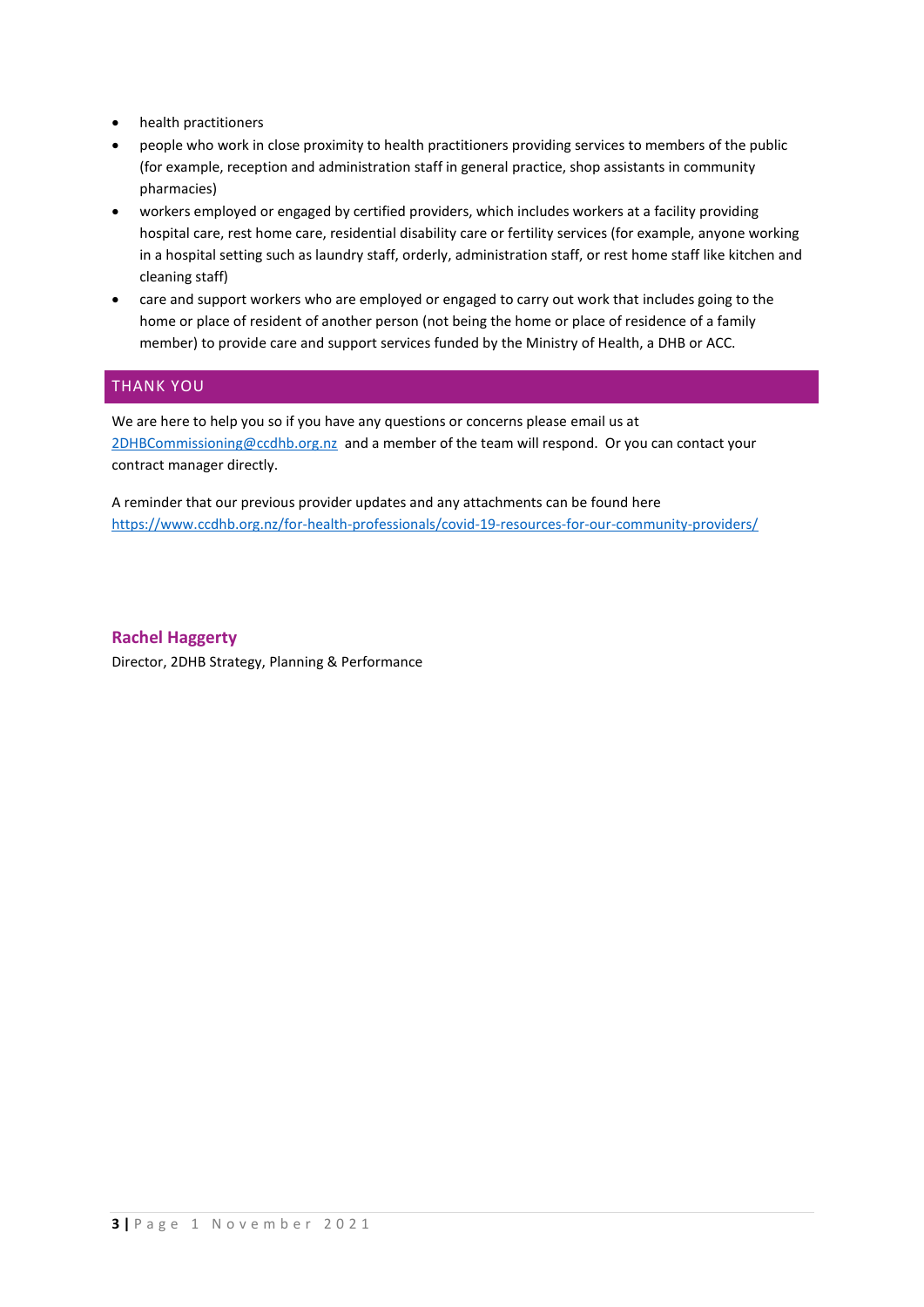- health practitioners
- people who work in close proximity to health practitioners providing services to members of the public (for example, reception and administration staff in general practice, shop assistants in community pharmacies)
- workers employed or engaged by certified providers, which includes workers at a facility providing hospital care, rest home care, residential disability care or fertility services (for example, anyone working in a hospital setting such as laundry staff, orderly, administration staff, or rest home staff like kitchen and cleaning staff)
- care and support workers who are employed or engaged to carry out work that includes going to the home or place of resident of another person (not being the home or place of residence of a family member) to provide care and support services funded by the Ministry of Health, a DHB or ACC.

## THANK YOU

We are here to help you so if you have any questions or concerns please email us at 2DHBCommissioning@ccdhb.org.nz and a member of the team will respond. Or you can contact your contract manager directly.

A reminder that our previous provider updates and any attachments can be found here https://www.ccdhb.org.nz/for-health-professionals/covid-19-resources-for-our-community-providers/

**Rachel Haggerty**
Director, 2DHB Strategy, Planning & Performance